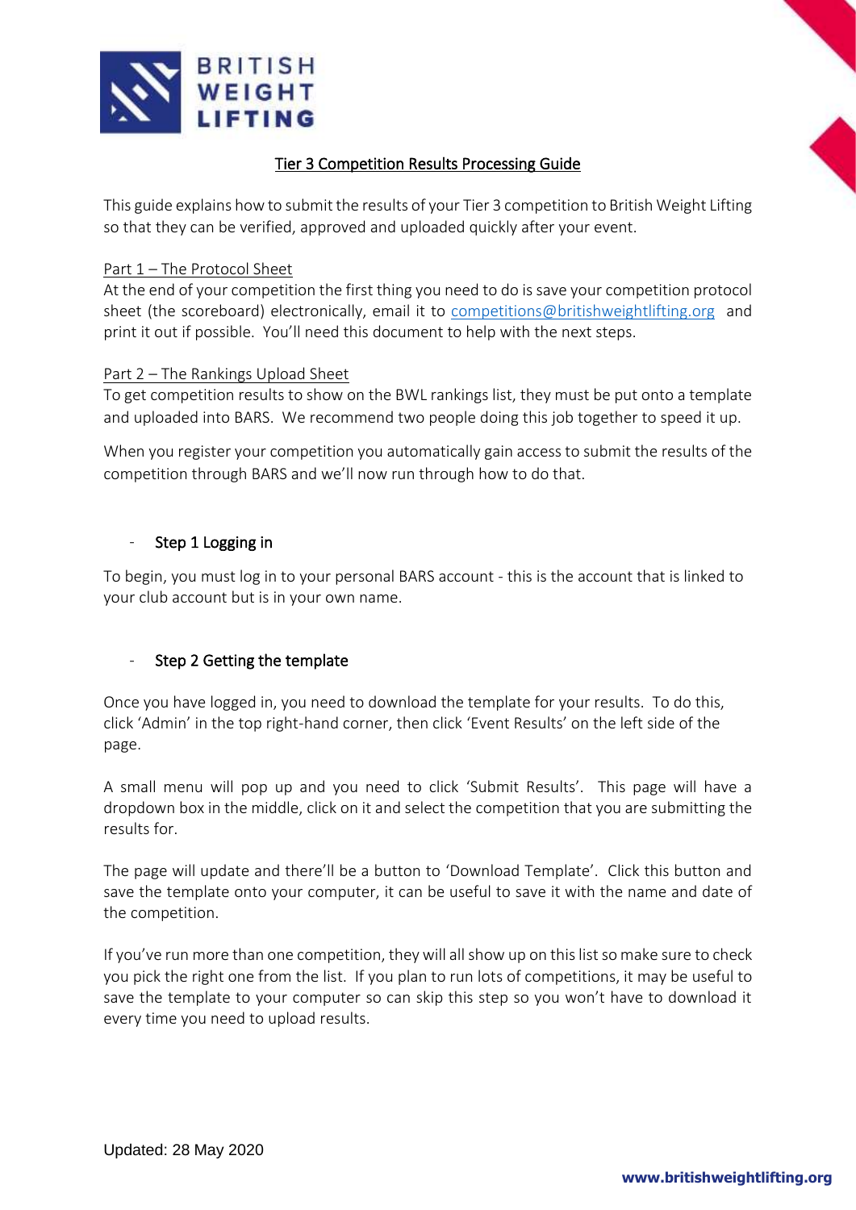# Tier 3 Competition Results Processing Guide

This guide explains how to submit the results of your Tier 3 competition to British Weight Lifting so that they can be verified, approved and uploaded quickly after your event.

## Part 1 – The Protocol Sheet

At the end of your competition the first thing you need to do is save your competition protocol sheet (the scoreboard) electronically, email it to competitions@britishweightlifting.org and print it out if possible. You'll need this document to help with the next steps.

## Part 2 – The Rankings Upload Sheet

To get competition results to show on the BWL rankings list, they must be put onto a template and uploaded into BARS. We recommend two people doing this job together to speed it up.

When you register your competition you automatically gain access to submit the results of the competition through BARS and we'll now run through how to do that.

### - Step 1 Logging in

To begin, you must log in to your personal BARS account - this is the account that is linked to your club account but is in your own name.

### - Step 2 Getting the template

Once you have logged in, you need to download the template for your results. To do this, click 'Admin' in the top right-hand corner, then click 'Event Results' on the left side of the page.

A small menu will pop up and you need to click 'Submit Results'. This page will have a dropdown box in the middle, click on it and select the competition that you are submitting the results for.

The page will update and there'll be a button to 'Download Template'. Click this button and save the template onto your computer, it can be useful to save it with the name and date of the competition.

If you've run more than one competition, they will all show up on this list so make sure to check you pick the right one from the list. If you plan to run lots of competitions, it may be useful to save the template to your computer so can skip this step so you won't have to download it every time you need to upload results.

Updated: 28 May 2020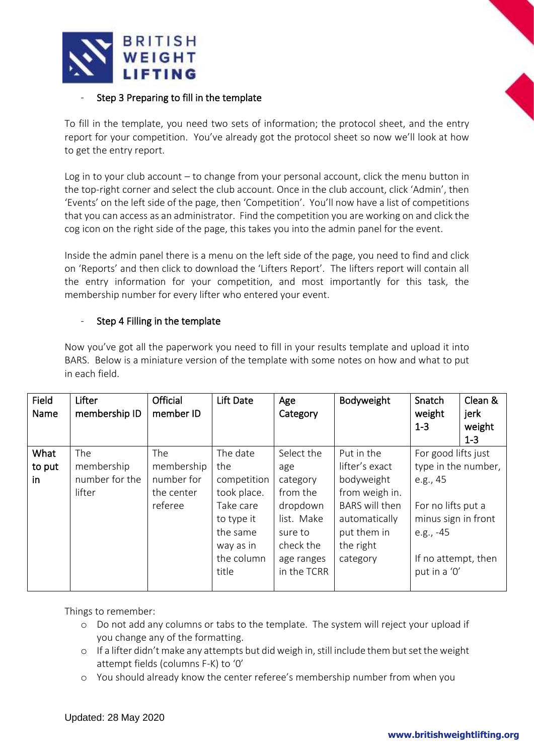- Step 3 Preparing to fill in the template

To fill in the template, you need two sets of information; the protocol sheet, and the entry report for your competition. You've already got the protocol sheet so now we'll look at how to get the entry report.

Log in to your club account – to change from your personal account, click the menu button in the top-right corner and select the club account. Once in the club account, click 'Admin', then 'Events' on the left side of the page, then 'Competition'. You'll now have a list of competitions that you can access as an administrator. Find the competition you are working on and click the cog icon on the right side of the page, this takes you into the admin panel for the event.

Inside the admin panel there is a menu on the left side of the page, you need to find and click on 'Reports' and then click to download the 'Lifters Report'. The lifters report will contain all the entry information for your competition, and most importantly for this task, the membership number for every lifter who entered your event.

- Step 4 Filling in the template

Now you've got all the paperwork you need to fill in your results template and upload it into BARS. Below is a miniature version of the template with some notes on how and what to put in each field.

| Field Name | Lifter membership ID | Official member ID | Lift Date | Age Category | Bodyweight | Snatch weight 1-3 | Clean & jerk weight 1-3 |
|---|---|---|---|---|---|---|---|
| What to put in | The membership number for the lifter | The membership number for the center referee | The date the competition took place. Take care to type it the same way as in the column title | Select the age category from the dropdown list. Make sure to check the age ranges in the TCRR | Put in the lifter's exact bodyweight from weigh in. BARS will then automatically put them in the right category | For good lifts just type in the number, e.g., 45<br><br>For no lifts put a minus sign in front e.g., -45<br><br>If no attempt, then put in a '0' | |

Things to remember:

- Do not add any columns or tabs to the template. The system will reject your upload if you change any of the formatting.
- If a lifter didn't make any attempts but did weigh in, still include them but set the weight attempt fields (columns F-K) to '0'
- You should already know the center referee's membership number from when you

Updated: 28 May 2020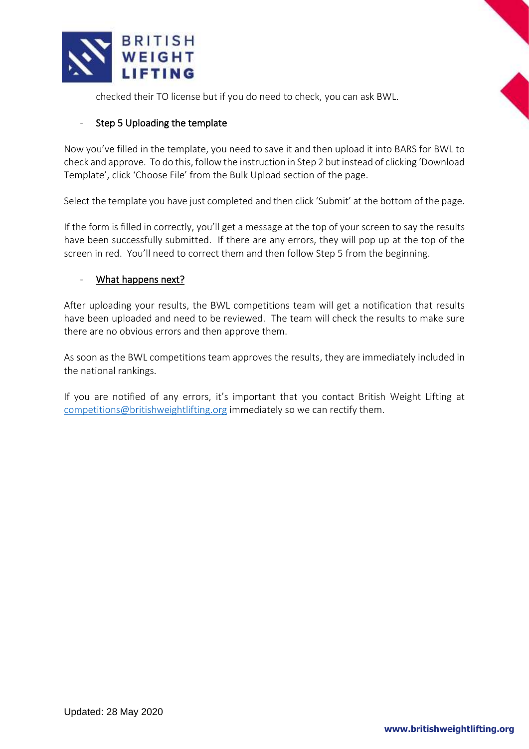checked their TO license but if you do need to check, you can ask BWL.

- Step 5 Uploading the template

Now you've filled in the template, you need to save it and then upload it into BARS for BWL to check and approve. To do this, follow the instruction in Step 2 but instead of clicking 'Download Template', click 'Choose File' from the Bulk Upload section of the page.

Select the template you have just completed and then click 'Submit' at the bottom of the page.

If the form is filled in correctly, you'll get a message at the top of your screen to say the results have been successfully submitted. If there are any errors, they will pop up at the top of the screen in red. You'll need to correct them and then follow Step 5 from the beginning.

- What happens next?

After uploading your results, the BWL competitions team will get a notification that results have been uploaded and need to be reviewed. The team will check the results to make sure there are no obvious errors and then approve them.

As soon as the BWL competitions team approves the results, they are immediately included in the national rankings.

If you are notified of any errors, it's important that you contact British Weight Lifting at competitions@britishweightlifting.org immediately so we can rectify them.

Updated: 28 May 2020